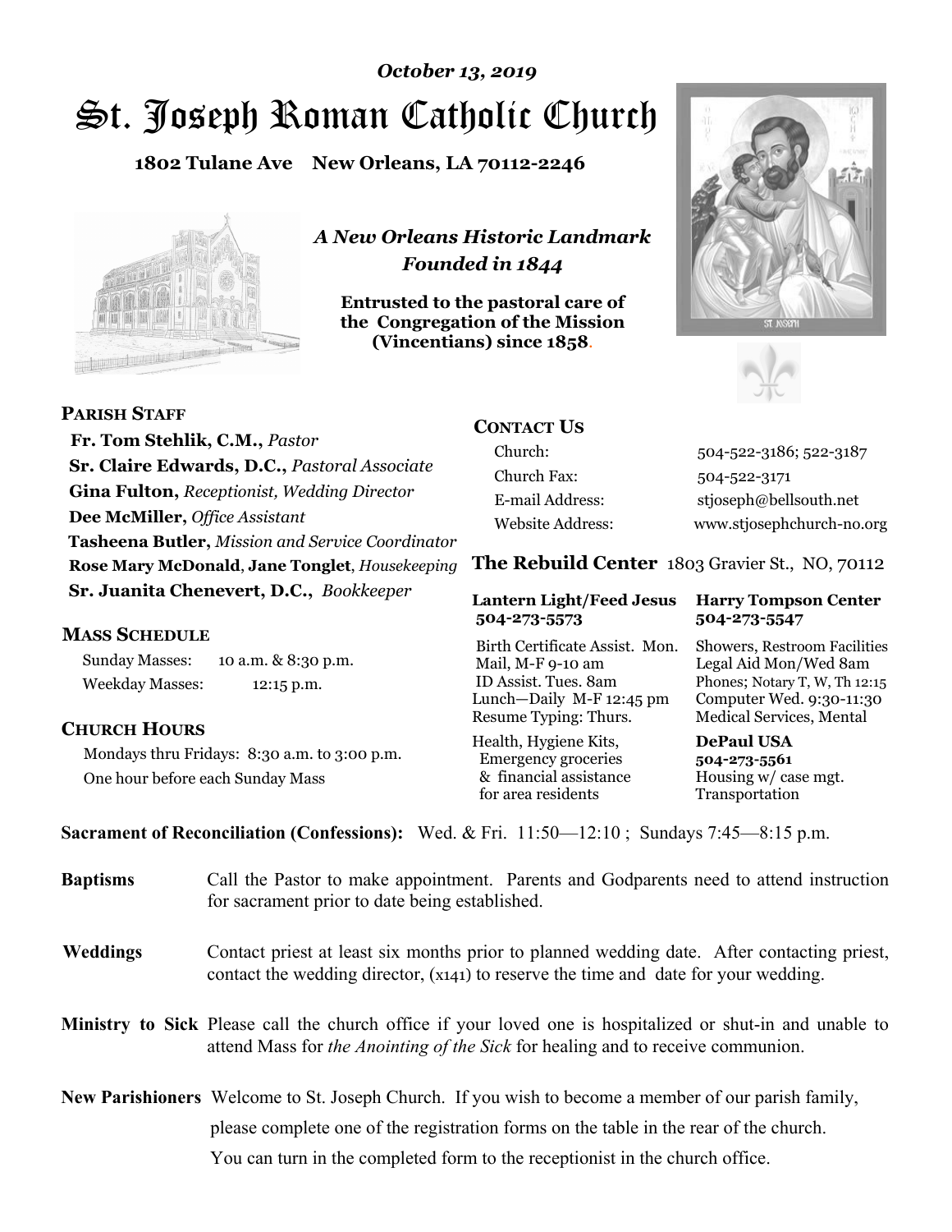*October 13, 2019*

# St. Joseph Roman Catholic Church

**1802 Tulane Ave New Orleans, LA 70112-2246**

*A New Orleans Historic Landmark*
*Founded in 1844*

**Entrusted to the pastoral care of the Congregation of the Mission (Vincentians) since 1858.**

## PARISH STAFF

**Fr. Tom Stehlik, C.M.,** *Pastor*
**Sr. Claire Edwards, D.C.,** *Pastoral Associate*
**Gina Fulton,** *Receptionist, Wedding Director*
**Dee McMiller,** *Office Assistant*
**Tasheena Butler,** *Mission and Service Coordinator*
**Rose Mary McDonald**, **Jane Tonglet**, *Housekeeping*
**Sr. Juanita Chenevert, D.C.,** *Bookkeeper*

## MASS SCHEDULE

Sunday Masses: 10 a.m. & 8:30 p.m.
Weekday Masses: 12:15 p.m.

## CHURCH HOURS

Mondays thru Fridays: 8:30 a.m. to 3:00 p.m.
One hour before each Sunday Mass

## CONTACT US

| | |
|---|---|
| Church: | 504-522-3186; 522-3187 |
| Church Fax: | 504-522-3171 |
| E-mail Address: | stjoseph@bellsouth.net |
| Website Address: | www.stjosephchurch-no.org |

## The Rebuild Center 1803 Gravier St., NO, 70112

| **Lantern Light/Feed Jesus 504-273-5573** | **Harry Tompson Center 504-273-5547** |
|---|---|
| Birth Certificate Assist. Mon. Mail, M-F 9-10 am ID Assist. Tues. 8am Lunch—Daily M-F 12:45 pm Resume Typing: Thurs. | Showers, Restroom Facilities Legal Aid Mon/Wed 8am Phones; Notary T, W, Th 12:15 Computer Wed. 9:30-11:30 Medical Services, Mental |
| Health, Hygiene Kits, Emergency groceries & financial assistance for area residents | **DePaul USA 504-273-5561** Housing w/ case mgt. Transportation |

**Sacrament of Reconciliation (Confessions):** Wed. & Fri. 11:50—12:10 ; Sundays 7:45—8:15 p.m.

**Baptisms** Call the Pastor to make appointment. Parents and Godparents need to attend instruction for sacrament prior to date being established.

**Weddings** Contact priest at least six months prior to planned wedding date. After contacting priest, contact the wedding director, (x141) to reserve the time and date for your wedding.

**Ministry to Sick** Please call the church office if your loved one is hospitalized or shut-in and unable to attend Mass for *the Anointing of the Sick* for healing and to receive communion.

**New Parishioners** Welcome to St. Joseph Church. If you wish to become a member of our parish family, please complete one of the registration forms on the table in the rear of the church. You can turn in the completed form to the receptionist in the church office.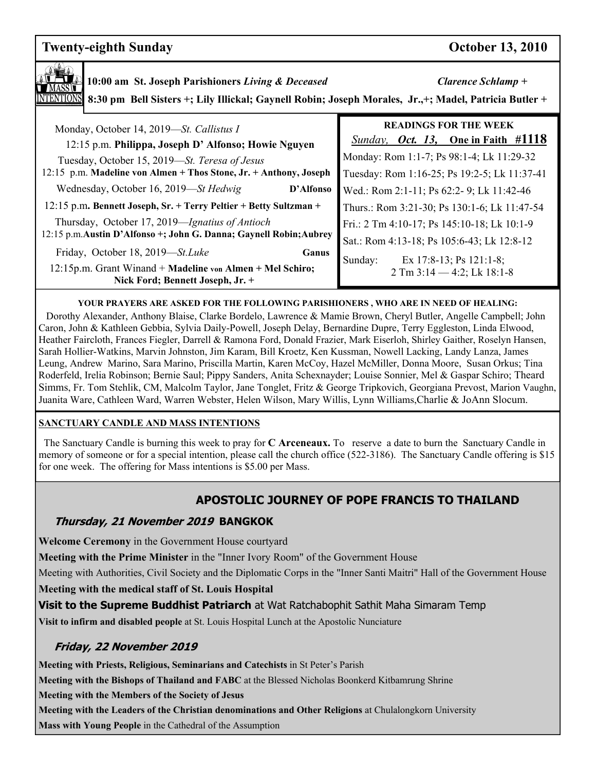## Twenty-eighth Sunday — October 13, 2010

**MASS INTENTIONS**

**10:00 am St. Joseph Parishioners *Living & Deceased*** ***Clarence Schlamp +***

**8:30 pm Bell Sisters +; Lily Illickal; Gaynell Robin; Joseph Morales, Jr.,+; Madel, Patricia Butler +**

Monday, October 14, 2019—*St. Callistus I*
12:15 p.m. **Philippa, Joseph D' Alfonso; Howie Nguyen**

Tuesday, October 15, 2019—*St. Teresa of Jesus*
12:15 p.m. **Madeline von Almen + Thos Stone, Jr. + Anthony, Joseph**

Wednesday, October 16, 2019—*St Hedwig* **D'Alfonso**
12:15 p.m**. Bennett Joseph, Sr. + Terry Peltier + Betty Sultzman +**

Thursday, October 17, 2019—*Ignatius of Antioch*
12:15 p.m.**Austin D'Alfonso +; John G. Danna; Gaynell Robin;Aubrey**

Friday, October 18, 2019—*St.Luke* **Ganus**
12:15p.m. Grant Winand + **Madeline von Almen + Mel Schiro; Nick Ford; Bennett Joseph, Jr. +**

**READINGS FOR THE WEEK**

*Sunday, **Oct. 13,*** **One in Faith #1118**

Monday: Rom 1:1-7; Ps 98:1-4; Lk 11:29-32
Tuesday: Rom 1:16-25; Ps 19:2-5; Lk 11:37-41
Wed.: Rom 2:1-11; Ps 62:2- 9; Lk 11:42-46
Thurs.: Rom 3:21-30; Ps 130:1-6; Lk 11:47-54
Fri.: 2 Tm 4:10-17; Ps 145:10-18; Lk 10:1-9
Sat.: Rom 4:13-18; Ps 105:6-43; Lk 12:8-12
Sunday: Ex 17:8-13; Ps 121:1-8; 2 Tm 3:14 — 4:2; Lk 18:1-8

**YOUR PRAYERS ARE ASKED FOR THE FOLLOWING PARISHIONERS , WHO ARE IN NEED OF HEALING:**

Dorothy Alexander, Anthony Blaise, Clarke Bordelo, Lawrence & Mamie Brown, Cheryl Butler, Angelle Campbell; John Caron, John & Kathleen Gebbia, Sylvia Daily-Powell, Joseph Delay, Bernardine Dupre, Terry Eggleston, Linda Elwood, Heather Faircloth, Frances Fiegler, Darrell & Ramona Ford, Donald Frazier, Mark Eiserloh, Shirley Gaither, Roselyn Hansen, Sarah Hollier-Watkins, Marvin Johnston, Jim Karam, Bill Kroetz, Ken Kussman, Nowell Lacking, Landy Lanza, James Leung, Andrew Marino, Sara Marino, Priscilla Martin, Karen McCoy, Hazel McMiller, Donna Moore, Susan Orkus; Tina Roderfeld, Irelia Robinson; Bernie Saul; Pippy Sanders, Anita Schexnayder; Louise Sonnier, Mel & Gaspar Schiro; Theard Simms, Fr. Tom Stehlik, CM, Malcolm Taylor, Jane Tonglet, Fritz & George Tripkovich, Georgiana Prevost, Marion Vaughn, Juanita Ware, Cathleen Ward, Warren Webster, Helen Wilson, Mary Willis, Lynn Williams,Charlie & JoAnn Slocum.

**SANCTUARY CANDLE AND MASS INTENTIONS**

The Sanctuary Candle is burning this week to pray for **C Arceneaux.** To reserve a date to burn the Sanctuary Candle in memory of someone or for a special intention, please call the church office (522-3186). The Sanctuary Candle offering is $15 for one week. The offering for Mass intentions is $5.00 per Mass.

## APOSTOLIC JOURNEY OF POPE FRANCIS TO THAILAND

### *Thursday, 21 November 2019* BANGKOK

**Welcome Ceremony** in the Government House courtyard

**Meeting with the Prime Minister** in the "Inner Ivory Room" of the Government House

Meeting with Authorities, Civil Society and the Diplomatic Corps in the "Inner Santi Maitri" Hall of the Government House

**Meeting with the medical staff of St. Louis Hospital**

**Visit to the Supreme Buddhist Patriarch** at Wat Ratchabophit Sathit Maha Simaram Temp

**Visit to infirm and disabled people** at St. Louis Hospital Lunch at the Apostolic Nunciature

### *Friday, 22 November 2019*

**Meeting with Priests, Religious, Seminarians and Catechists** in St Peter's Parish

**Meeting with the Bishops of Thailand and FABC** at the Blessed Nicholas Boonkerd Kitbamrung Shrine

**Meeting with the Members of the Society of Jesus**

**Meeting with the Leaders of the Christian denominations and Other Religions** at Chulalongkorn University

**Mass with Young People** in the Cathedral of the Assumption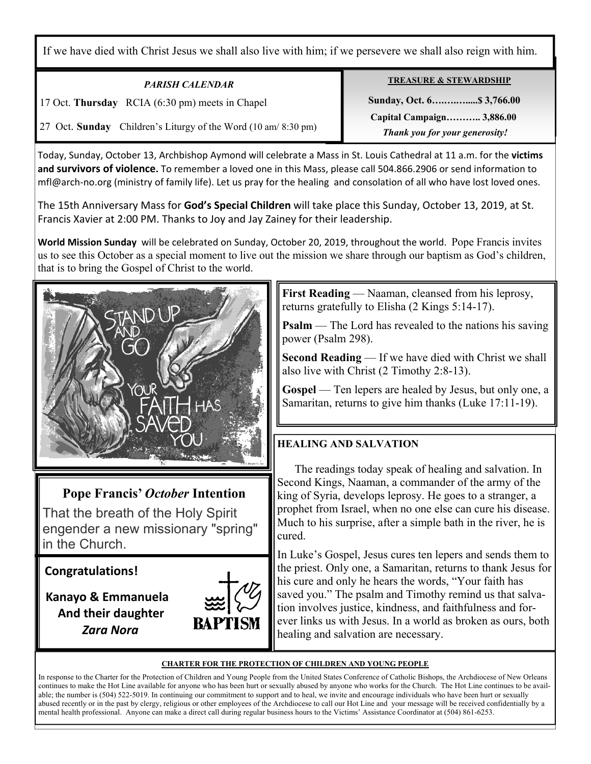If we have died with Christ Jesus we shall also live with him; if we persevere we shall also reign with him.

***PARISH CALENDAR***

17 Oct. **Thursday** RCIA (6:30 pm) meets in Chapel

27 Oct. **Sunday** Children's Liturgy of the Word (10 am/ 8:30 pm)

**TREASURE & STEWARDSHIP**

**Sunday, Oct. 6……….......$ 3,766.00**

**Capital Campaign……….. 3,886.00**

***Thank you for your generosity!***

Today, Sunday, October 13, Archbishop Aymond will celebrate a Mass in St. Louis Cathedral at 11 a.m. for the **victims and survivors of violence.** To remember a loved one in this Mass, please call 504.866.2906 or send information to mfl@arch-no.org (ministry of family life). Let us pray for the healing and consolation of all who have lost loved ones.

The 15th Anniversary Mass for **God's Special Children** will take place this Sunday, October 13, 2019, at St. Francis Xavier at 2:00 PM. Thanks to Joy and Jay Zainey for their leadership.

**World Mission Sunday** will be celebrated on Sunday, October 20, 2019, throughout the world. Pope Francis invites us to see this October as a special moment to live out the mission we share through our baptism as God's children, that is to bring the Gospel of Christ to the world.

**First Reading** — Naaman, cleansed from his leprosy, returns gratefully to Elisha (2 Kings 5:14-17).

**Psalm** — The Lord has revealed to the nations his saving power (Psalm 298).

**Second Reading** — If we have died with Christ we shall also live with Christ (2 Timothy 2:8-13).

**Gospel** — Ten lepers are healed by Jesus, but only one, a Samaritan, returns to give him thanks (Luke 17:11-19).

## Pope Francis' *October* Intention

That the breath of the Holy Spirit engender a new missionary "spring" in the Church.

**Congratulations!**

**Kanayo & Emmanuela**
**And their daughter**
***Zara Nora***

**BAPTISM**

**HEALING AND SALVATION**

The readings today speak of healing and salvation. In Second Kings, Naaman, a commander of the army of the king of Syria, develops leprosy. He goes to a stranger, a prophet from Israel, when no one else can cure his disease. Much to his surprise, after a simple bath in the river, he is cured.

In Luke's Gospel, Jesus cures ten lepers and sends them to the priest. Only one, a Samaritan, returns to thank Jesus for his cure and only he hears the words, "Your faith has saved you." The psalm and Timothy remind us that salvation involves justice, kindness, and faithfulness and forever links us with Jesus. In a world as broken as ours, both healing and salvation are necessary.

**CHARTER FOR THE PROTECTION OF CHILDREN AND YOUNG PEOPLE**

In response to the Charter for the Protection of Children and Young People from the United States Conference of Catholic Bishops, the Archdiocese of New Orleans continues to make the Hot Line available for anyone who has been hurt or sexually abused by anyone who works for the Church. The Hot Line continues to be available; the number is (504) 522-5019. In continuing our commitment to support and to heal, we invite and encourage individuals who have been hurt or sexually abused recently or in the past by clergy, religious or other employees of the Archdiocese to call our Hot Line and your message will be received confidentially by a mental health professional. Anyone can make a direct call during regular business hours to the Victims' Assistance Coordinator at (504) 861-6253.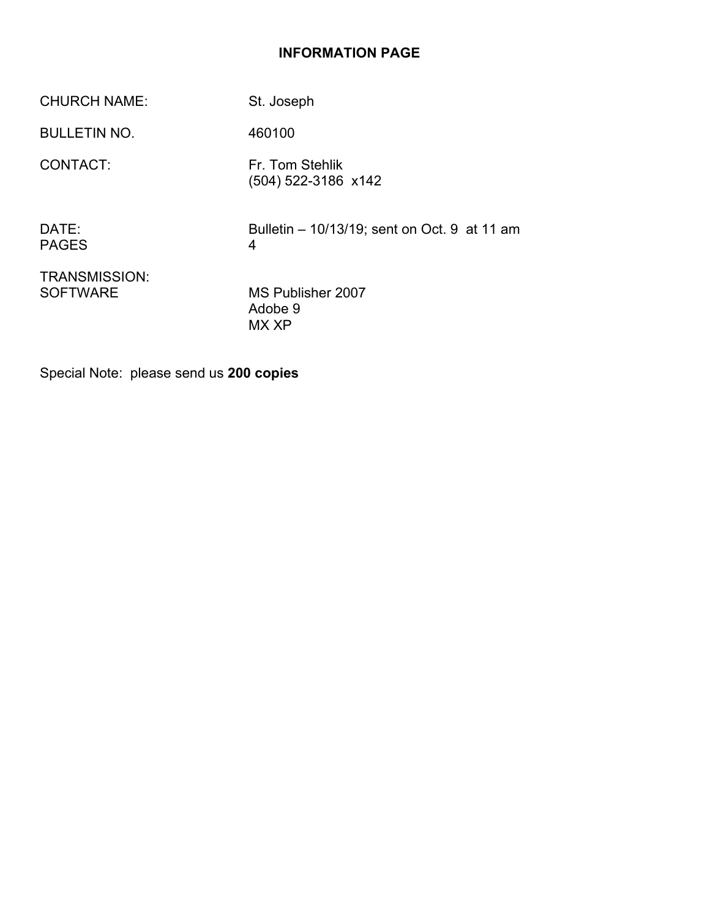# INFORMATION PAGE

| | |
|---|---|
| CHURCH NAME: | St. Joseph |
| BULLETIN NO. | 460100 |
| CONTACT: | Fr. Tom Stehlik<br>(504) 522-3186 x142 |
| DATE:<br>PAGES | Bulletin – 10/13/19; sent on Oct. 9 at 11 am<br>4 |
| TRANSMISSION:<br>SOFTWARE | MS Publisher 2007<br>Adobe 9<br>MX XP |

Special Note: please send us **200 copies**